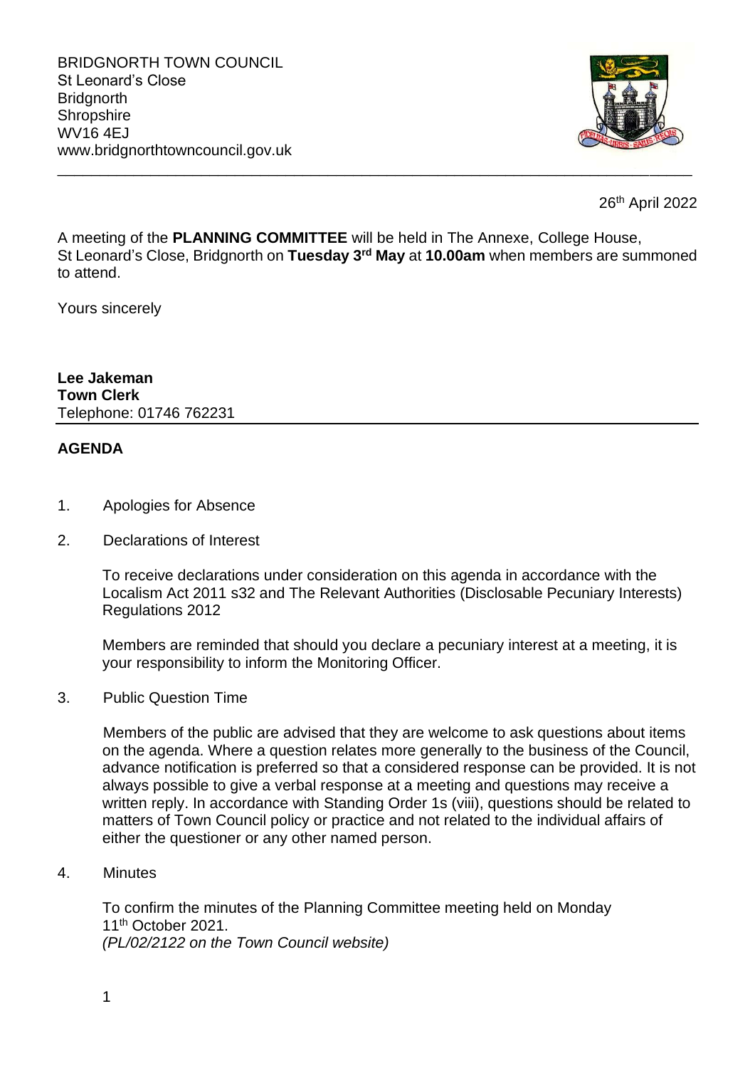BRIDGNORTH TOWN COUNCIL
St Leonard's Close
Bridgnorth
Shropshire
WV16 4EJ
www.bridgnorthtowncouncil.gov.uk

---

26th April 2022

A meeting of the **PLANNING COMMITTEE** will be held in The Annexe, College House, St Leonard's Close, Bridgnorth on **Tuesday 3rd May** at **10.00am** when members are summoned to attend.

Yours sincerely

**Lee Jakeman**
**Town Clerk**
Telephone: 01746 762231

---

**AGENDA**

1. Apologies for Absence

2. Declarations of Interest

   To receive declarations under consideration on this agenda in accordance with the Localism Act 2011 s32 and The Relevant Authorities (Disclosable Pecuniary Interests) Regulations 2012

   Members are reminded that should you declare a pecuniary interest at a meeting, it is your responsibility to inform the Monitoring Officer.

3. Public Question Time

   Members of the public are advised that they are welcome to ask questions about items on the agenda. Where a question relates more generally to the business of the Council, advance notification is preferred so that a considered response can be provided. It is not always possible to give a verbal response at a meeting and questions may receive a written reply. In accordance with Standing Order 1s (viii), questions should be related to matters of Town Council policy or practice and not related to the individual affairs of either the questioner or any other named person.

4. Minutes

   To confirm the minutes of the Planning Committee meeting held on Monday 11th October 2021.
   *(PL/02/2122 on the Town Council website)*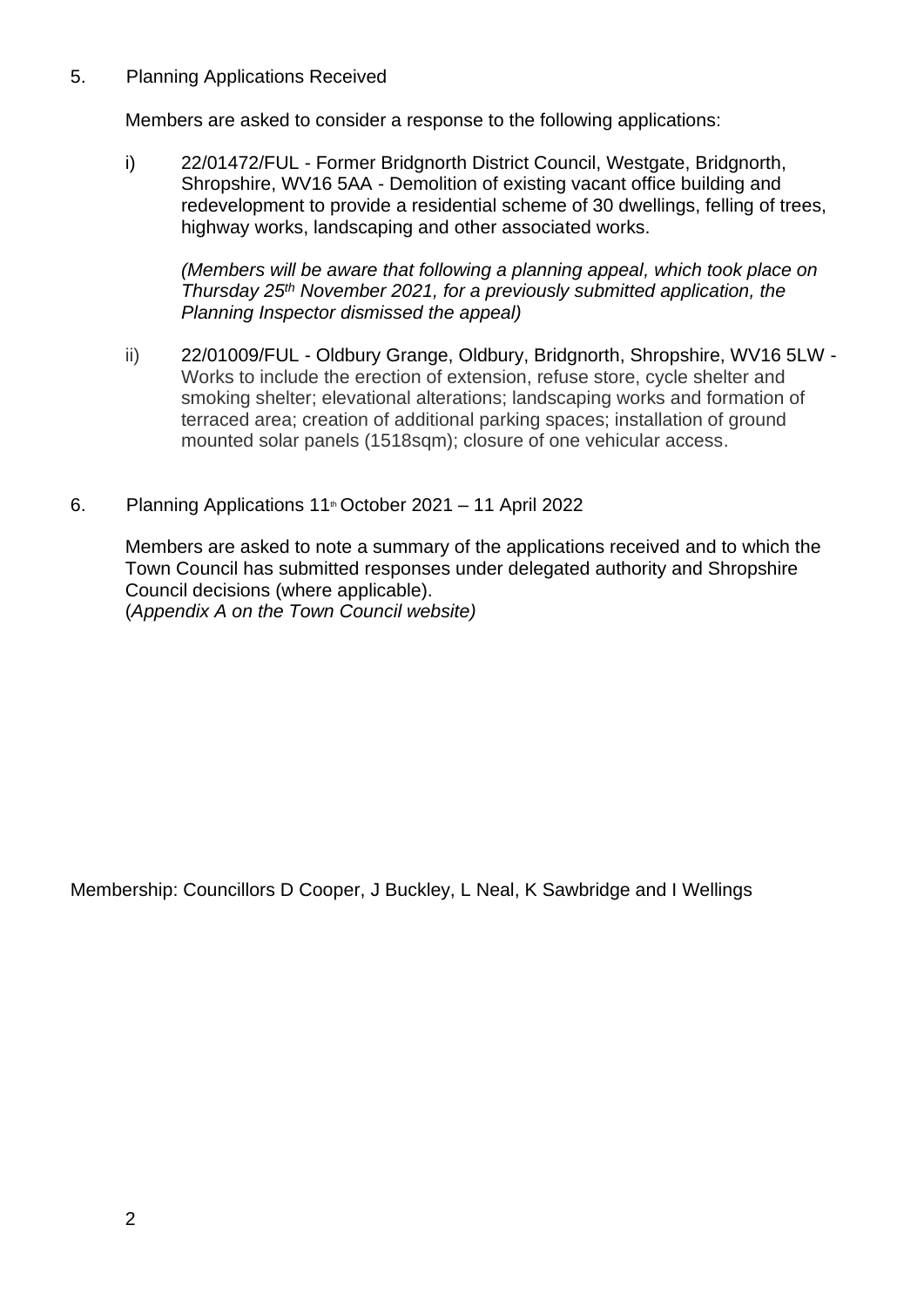5. Planning Applications Received

Members are asked to consider a response to the following applications:

i) 22/01472/FUL - Former Bridgnorth District Council, Westgate, Bridgnorth, Shropshire, WV16 5AA - Demolition of existing vacant office building and redevelopment to provide a residential scheme of 30 dwellings, felling of trees, highway works, landscaping and other associated works.

   *(Members will be aware that following a planning appeal, which took place on Thursday 25th November 2021, for a previously submitted application, the Planning Inspector dismissed the appeal)*

ii) 22/01009/FUL - Oldbury Grange, Oldbury, Bridgnorth, Shropshire, WV16 5LW - Works to include the erection of extension, refuse store, cycle shelter and smoking shelter; elevational alterations; landscaping works and formation of terraced area; creation of additional parking spaces; installation of ground mounted solar panels (1518sqm); closure of one vehicular access.

6. Planning Applications 11th October 2021 – 11 April 2022

Members are asked to note a summary of the applications received and to which the Town Council has submitted responses under delegated authority and Shropshire Council decisions (where applicable).
(*Appendix A on the Town Council website)*

Membership: Councillors D Cooper, J Buckley, L Neal, K Sawbridge and I Wellings